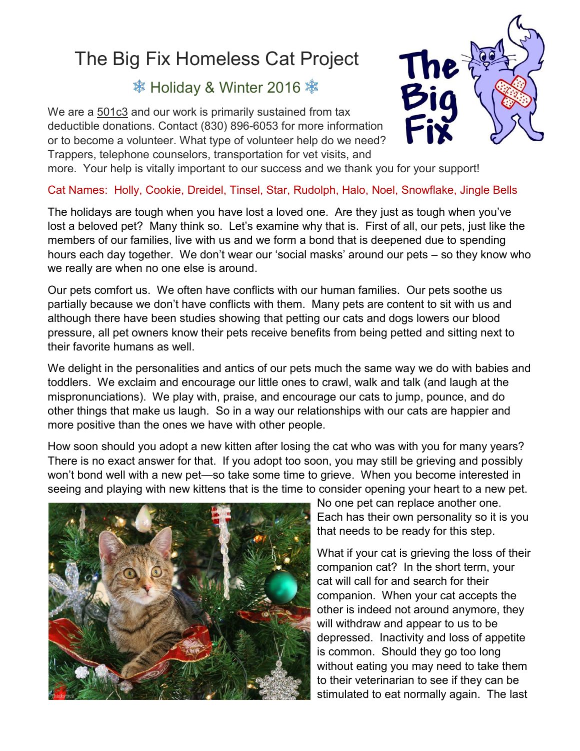# The Big Fix Homeless Cat Project

## ❄ Holiday & Winter 2016 ❄

We are a 501c3 and our work is primarily sustained from tax deductible donations. Contact (830) 896-6053 for more information or to become a volunteer. What type of volunteer help do we need? Trappers, telephone counselors, transportation for vet visits, and more. Your help is vitally important to our success and we thank you for your support!

Cat Names: Holly, Cookie, Dreidel, Tinsel, Star, Rudolph, Halo, Noel, Snowflake, Jingle Bells

The holidays are tough when you have lost a loved one. Are they just as tough when you've lost a beloved pet? Many think so. Let's examine why that is. First of all, our pets, just like the members of our families, live with us and we form a bond that is deepened due to spending hours each day together. We don't wear our 'social masks' around our pets – so they know who we really are when no one else is around.

Our pets comfort us. We often have conflicts with our human families. Our pets soothe us partially because we don't have conflicts with them. Many pets are content to sit with us and although there have been studies showing that petting our cats and dogs lowers our blood pressure, all pet owners know their pets receive benefits from being petted and sitting next to their favorite humans as well.

We delight in the personalities and antics of our pets much the same way we do with babies and toddlers. We exclaim and encourage our little ones to crawl, walk and talk (and laugh at the mispronunciations). We play with, praise, and encourage our cats to jump, pounce, and do other things that make us laugh. So in a way our relationships with our cats are happier and more positive than the ones we have with other people.

How soon should you adopt a new kitten after losing the cat who was with you for many years? There is no exact answer for that. If you adopt too soon, you may still be grieving and possibly won't bond well with a new pet—so take some time to grieve. When you become interested in seeing and playing with new kittens that is the time to consider opening your heart to a new pet. No one pet can replace another one. Each has their own personality so it is you that needs to be ready for this step.

What if your cat is grieving the loss of their companion cat? In the short term, your cat will call for and search for their companion. When your cat accepts the other is indeed not around anymore, they will withdraw and appear to us to be depressed. Inactivity and loss of appetite is common. Should they go too long without eating you may need to take them to their veterinarian to see if they can be stimulated to eat normally again. The last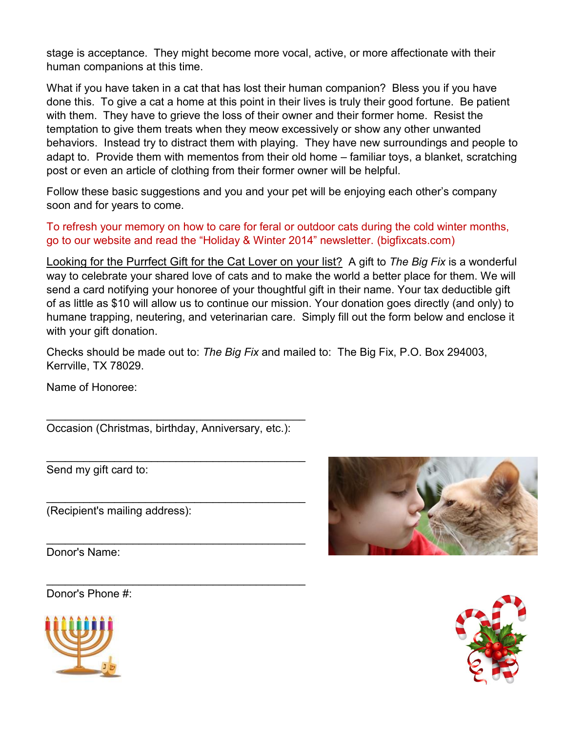stage is acceptance. They might become more vocal, active, or more affectionate with their human companions at this time.

What if you have taken in a cat that has lost their human companion? Bless you if you have done this. To give a cat a home at this point in their lives is truly their good fortune. Be patient with them. They have to grieve the loss of their owner and their former home. Resist the temptation to give them treats when they meow excessively or show any other unwanted behaviors. Instead try to distract them with playing. They have new surroundings and people to adapt to. Provide them with mementos from their old home – familiar toys, a blanket, scratching post or even an article of clothing from their former owner will be helpful.

Follow these basic suggestions and you and your pet will be enjoying each other's company soon and for years to come.

To refresh your memory on how to care for feral or outdoor cats during the cold winter months, go to our website and read the "Holiday & Winter 2014" newsletter. (bigfixcats.com)

Looking for the Purrfect Gift for the Cat Lover on your list? A gift to *The Big Fix* is a wonderful way to celebrate your shared love of cats and to make the world a better place for them. We will send a card notifying your honoree of your thoughtful gift in their name. Your tax deductible gift of as little as $10 will allow us to continue our mission. Your donation goes directly (and only) to humane trapping, neutering, and veterinarian care. Simply fill out the form below and enclose it with your gift donation.

Checks should be made out to: *The Big Fix* and mailed to: The Big Fix, P.O. Box 294003, Kerrville, TX 78029.

Name of Honoree:

_____________________________________________

Occasion (Christmas, birthday, Anniversary, etc.):

_____________________________________________

Send my gift card to:

_____________________________________________

(Recipient's mailing address):

_____________________________________________

Donor's Name:

_____________________________________________

Donor's Phone #: